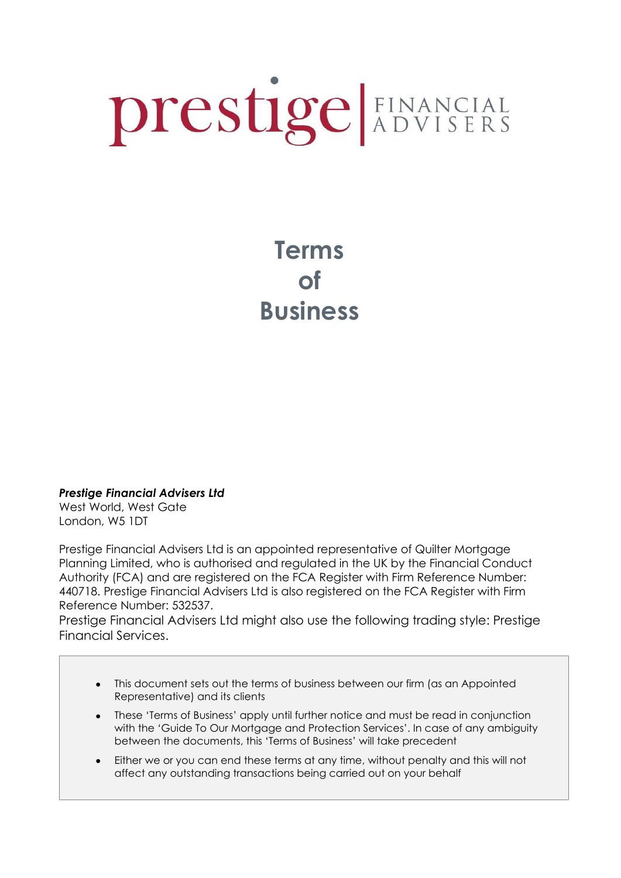prestige | FINANCIAL ADVISERS

# Terms of Business

***Prestige Financial Advisers Ltd***
West World, West Gate
London, W5 1DT

Prestige Financial Advisers Ltd is an appointed representative of Quilter Mortgage Planning Limited, who is authorised and regulated in the UK by the Financial Conduct Authority (FCA) and are registered on the FCA Register with Firm Reference Number: 440718. Prestige Financial Advisers Ltd is also registered on the FCA Register with Firm Reference Number: 532537.

Prestige Financial Advisers Ltd might also use the following trading style: Prestige Financial Services.

- This document sets out the terms of business between our firm (as an Appointed Representative) and its clients
- These 'Terms of Business' apply until further notice and must be read in conjunction with the 'Guide To Our Mortgage and Protection Services'. In case of any ambiguity between the documents, this 'Terms of Business' will take precedent
- Either we or you can end these terms at any time, without penalty and this will not affect any outstanding transactions being carried out on your behalf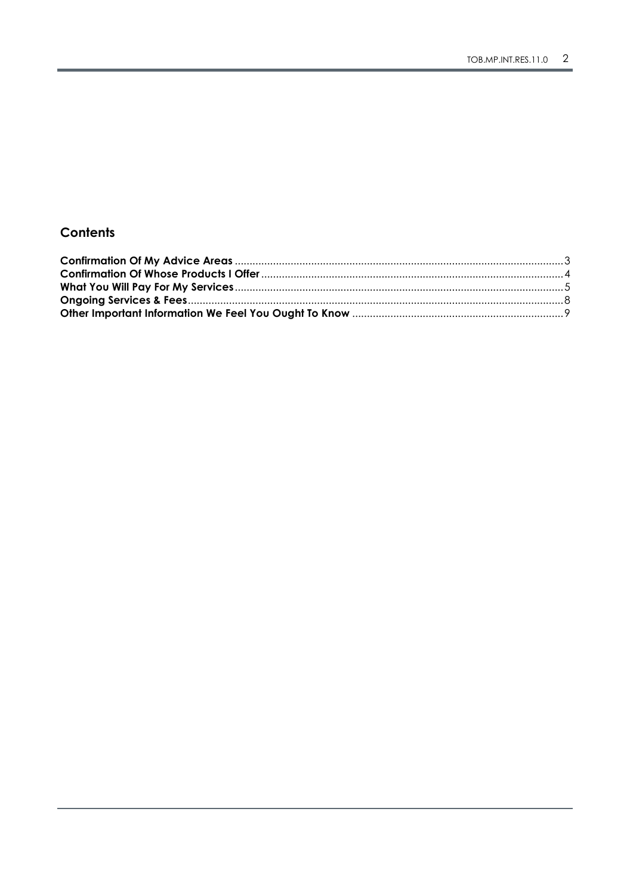## Contents

**Confirmation Of My Advice Areas** .......... 3
**Confirmation Of Whose Products I Offer** .......... 4
**What You Will Pay For My Services** .......... 5
**Ongoing Services & Fees** .......... 8
**Other Important Information We Feel You Ought To Know** .......... 9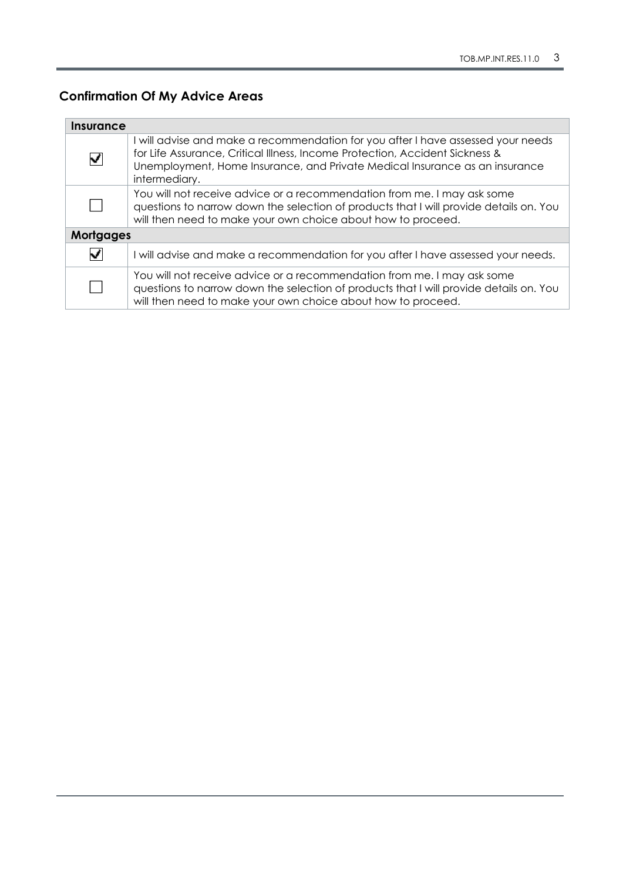## Confirmation Of My Advice Areas

| **Insurance** | |
|---|---|
| ☑ | I will advise and make a recommendation for you after I have assessed your needs for Life Assurance, Critical Illness, Income Protection, Accident Sickness & Unemployment, Home Insurance, and Private Medical Insurance as an insurance intermediary. |
| ☐ | You will not receive advice or a recommendation from me. I may ask some questions to narrow down the selection of products that I will provide details on. You will then need to make your own choice about how to proceed. |
| **Mortgages** | |
| ☑ | I will advise and make a recommendation for you after I have assessed your needs. |
| ☐ | You will not receive advice or a recommendation from me. I may ask some questions to narrow down the selection of products that I will provide details on. You will then need to make your own choice about how to proceed. |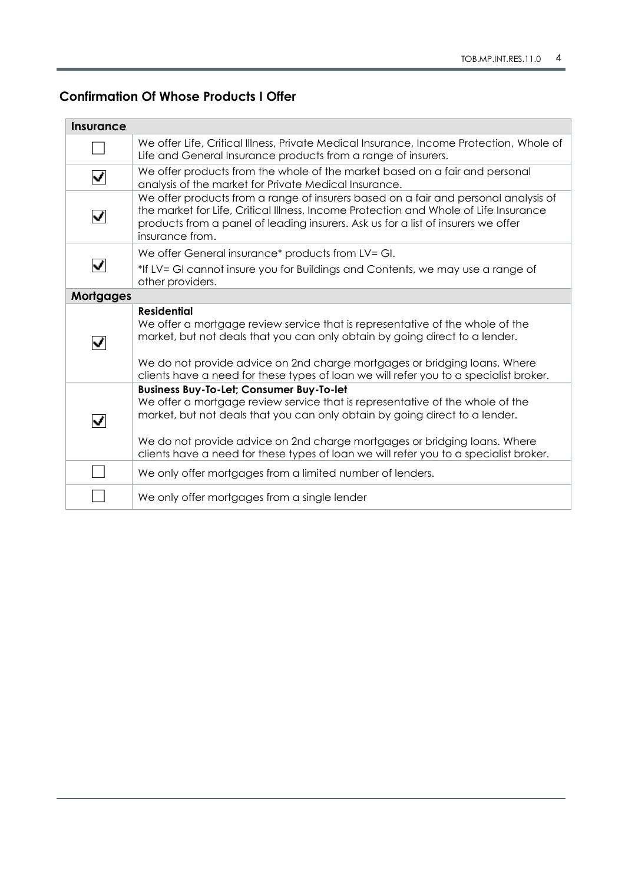## Confirmation Of Whose Products I Offer

| **Insurance** | |
|---|---|
| ☐ | We offer Life, Critical Illness, Private Medical Insurance, Income Protection, Whole of Life and General Insurance products from a range of insurers. |
| ☑ | We offer products from the whole of the market based on a fair and personal analysis of the market for Private Medical Insurance. |
| ☑ | We offer products from a range of insurers based on a fair and personal analysis of the market for Life, Critical Illness, Income Protection and Whole of Life Insurance products from a panel of leading insurers. Ask us for a list of insurers we offer insurance from. |
| ☑ | We offer General insurance* products from LV= GI.<br>*If LV= GI cannot insure you for Buildings and Contents, we may use a range of other providers. |
| **Mortgages** | |
| ☑ | **Residential**<br>We offer a mortgage review service that is representative of the whole of the market, but not deals that you can only obtain by going direct to a lender.<br><br>We do not provide advice on 2nd charge mortgages or bridging loans. Where clients have a need for these types of loan we will refer you to a specialist broker. |
| ☑ | **Business Buy-To-Let; Consumer Buy-To-let**<br>We offer a mortgage review service that is representative of the whole of the market, but not deals that you can only obtain by going direct to a lender.<br><br>We do not provide advice on 2nd charge mortgages or bridging loans. Where clients have a need for these types of loan we will refer you to a specialist broker. |
| ☐ | We only offer mortgages from a limited number of lenders. |
| ☐ | We only offer mortgages from a single lender |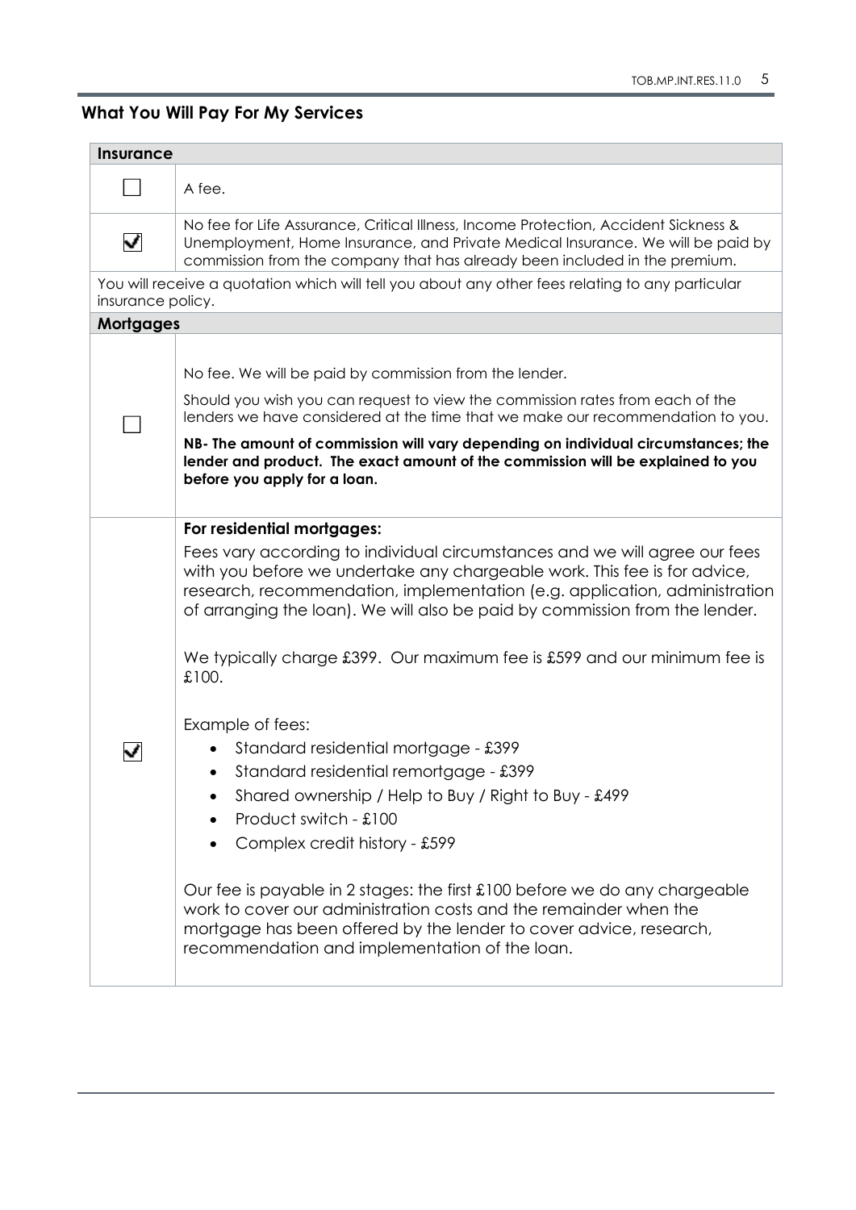## What You Will Pay For My Services

| Insurance | |
|---|---|
| ☐ | A fee. |
| ☑ | No fee for Life Assurance, Critical Illness, Income Protection, Accident Sickness & Unemployment, Home Insurance, and Private Medical Insurance. We will be paid by commission from the company that has already been included in the premium. |
| You will receive a quotation which will tell you about any other fees relating to any particular insurance policy. | |
| **Mortgages** | |
| ☐ | No fee. We will be paid by commission from the lender.<br><br>Should you wish you can request to view the commission rates from each of the lenders we have considered at the time that we make our recommendation to you.<br><br>**NB- The amount of commission will vary depending on individual circumstances; the lender and product. The exact amount of the commission will be explained to you before you apply for a loan.** |
| ☑ | **For residential mortgages:**<br><br>Fees vary according to individual circumstances and we will agree our fees with you before we undertake any chargeable work. This fee is for advice, research, recommendation, implementation (e.g. application, administration of arranging the loan). We will also be paid by commission from the lender.<br><br>We typically charge £399. Our maximum fee is £599 and our minimum fee is £100.<br><br>Example of fees:<br>• Standard residential mortgage - £399<br>• Standard residential remortgage - £399<br>• Shared ownership / Help to Buy / Right to Buy - £499<br>• Product switch - £100<br>• Complex credit history - £599<br><br>Our fee is payable in 2 stages: the first £100 before we do any chargeable work to cover our administration costs and the remainder when the mortgage has been offered by the lender to cover advice, research, recommendation and implementation of the loan. |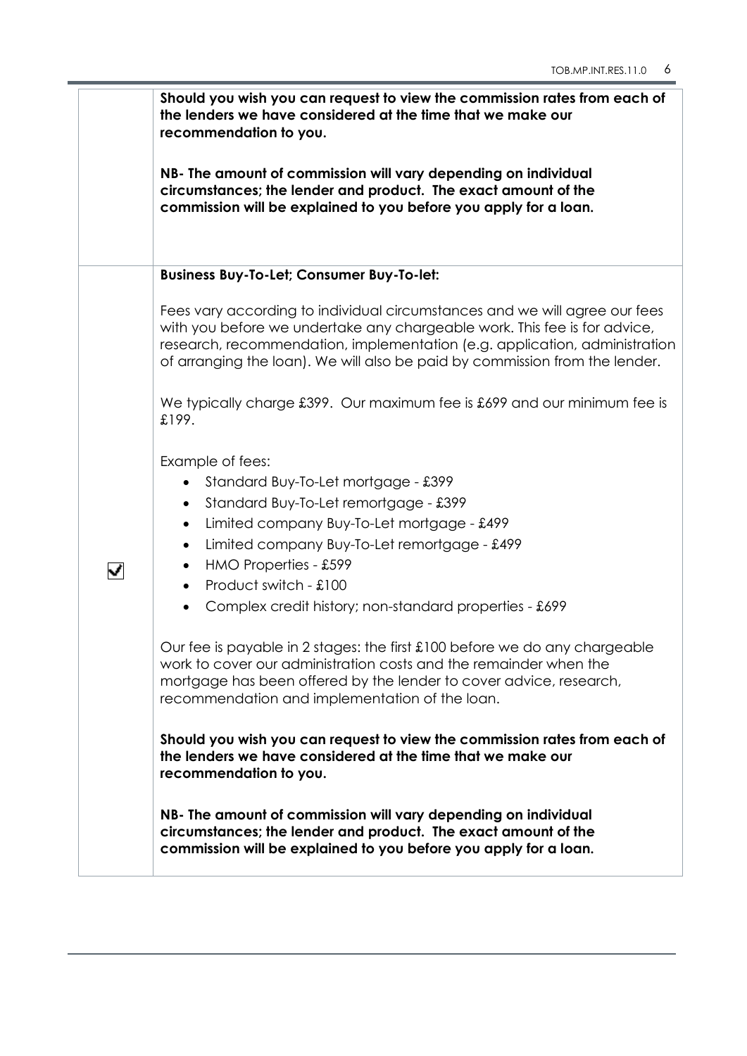| | |
|---|---|
| | **Should you wish you can request to view the commission rates from each of the lenders we have considered at the time that we make our recommendation to you.**<br><br>**NB- The amount of commission will vary depending on individual circumstances; the lender and product. The exact amount of the commission will be explained to you before you apply for a loan.** |
| ☑ | **Business Buy-To-Let; Consumer Buy-To-let:**<br><br>Fees vary according to individual circumstances and we will agree our fees with you before we undertake any chargeable work. This fee is for advice, research, recommendation, implementation (e.g. application, administration of arranging the loan). We will also be paid by commission from the lender.<br><br>We typically charge £399. Our maximum fee is £699 and our minimum fee is £199.<br><br>Example of fees:<br>• Standard Buy-To-Let mortgage - £399<br>• Standard Buy-To-Let remortgage - £399<br>• Limited company Buy-To-Let mortgage - £499<br>• Limited company Buy-To-Let remortgage - £499<br>• HMO Properties - £599<br>• Product switch - £100<br>• Complex credit history; non-standard properties - £699<br><br>Our fee is payable in 2 stages: the first £100 before we do any chargeable work to cover our administration costs and the remainder when the mortgage has been offered by the lender to cover advice, research, recommendation and implementation of the loan.<br><br>**Should you wish you can request to view the commission rates from each of the lenders we have considered at the time that we make our recommendation to you.**<br><br>**NB- The amount of commission will vary depending on individual circumstances; the lender and product. The exact amount of the commission will be explained to you before you apply for a loan.** |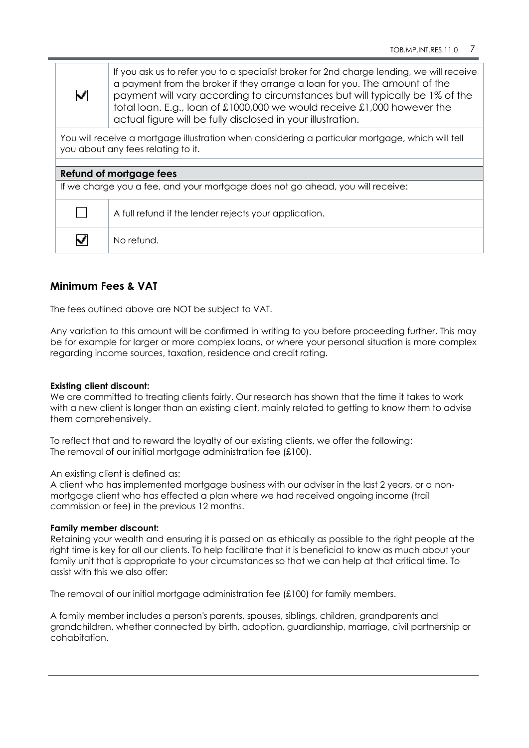| | |
|---|---|
| ☑ | If you ask us to refer you to a specialist broker for 2nd charge lending, we will receive a payment from the broker if they arrange a loan for you. The amount of the payment will vary according to circumstances but will typically be 1% of the total loan. E.g., loan of £1000,000 we would receive £1,000 however the actual figure will be fully disclosed in your illustration. |

You will receive a mortgage illustration when considering a particular mortgage, which will tell you about any fees relating to it.

**Refund of mortgage fees**

If we charge you a fee, and your mortgage does not go ahead, you will receive:

| | |
|---|---|
| ☐ | A full refund if the lender rejects your application. |
| ☑ | No refund. |

## Minimum Fees & VAT

The fees outlined above are NOT be subject to VAT.

Any variation to this amount will be confirmed in writing to you before proceeding further. This may be for example for larger or more complex loans, or where your personal situation is more complex regarding income sources, taxation, residence and credit rating.

**Existing client discount:**
We are committed to treating clients fairly. Our research has shown that the time it takes to work with a new client is longer than an existing client, mainly related to getting to know them to advise them comprehensively.

To reflect that and to reward the loyalty of our existing clients, we offer the following:
The removal of our initial mortgage administration fee (£100).

An existing client is defined as:
A client who has implemented mortgage business with our adviser in the last 2 years, or a non-mortgage client who has effected a plan where we had received ongoing income (trail commission or fee) in the previous 12 months.

**Family member discount:**
Retaining your wealth and ensuring it is passed on as ethically as possible to the right people at the right time is key for all our clients. To help facilitate that it is beneficial to know as much about your family unit that is appropriate to your circumstances so that we can help at that critical time. To assist with this we also offer:

The removal of our initial mortgage administration fee (£100) for family members.

A family member includes a person's parents, spouses, siblings, children, grandparents and grandchildren, whether connected by birth, adoption, guardianship, marriage, civil partnership or cohabitation.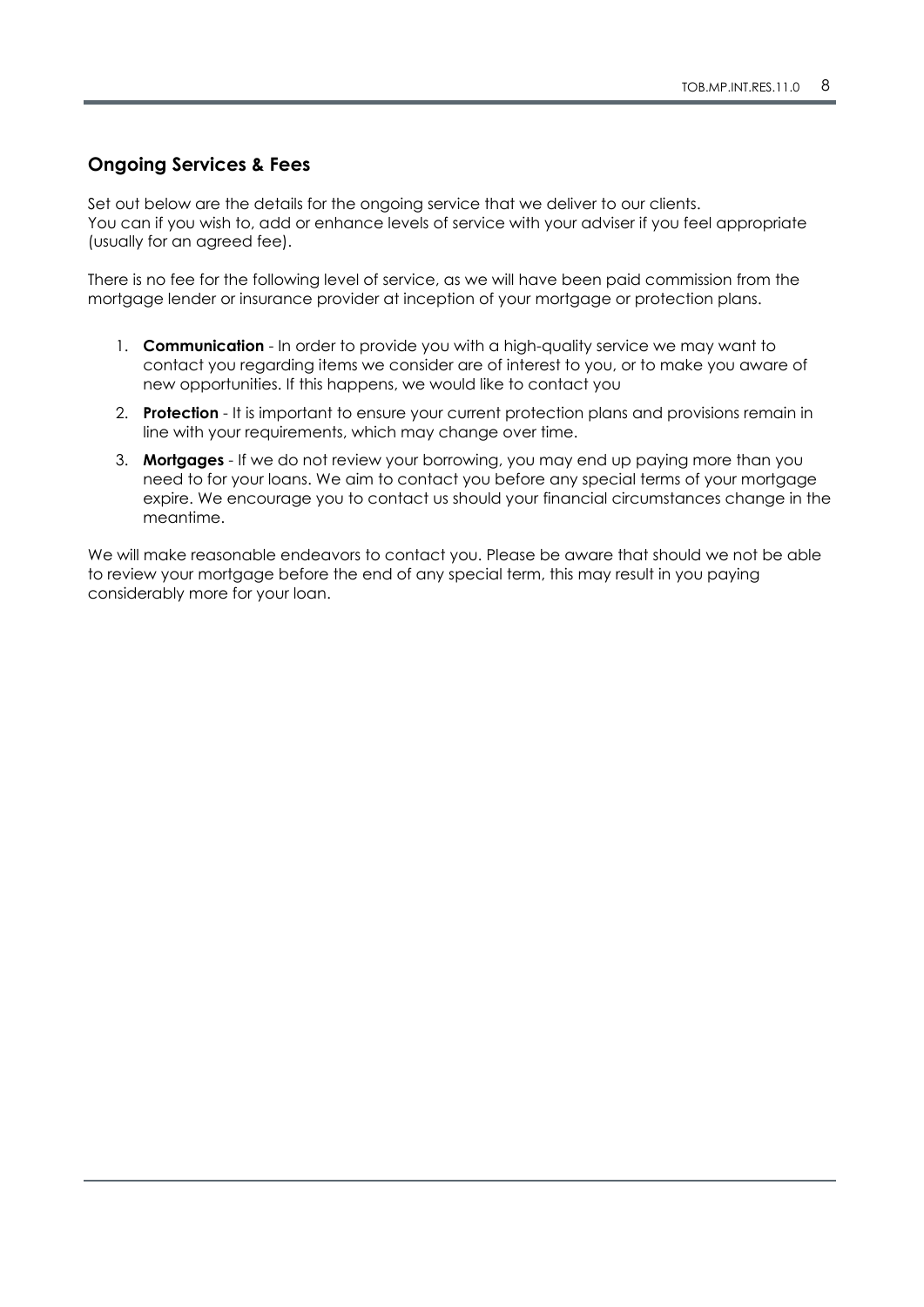## Ongoing Services & Fees

Set out below are the details for the ongoing service that we deliver to our clients.
You can if you wish to, add or enhance levels of service with your adviser if you feel appropriate (usually for an agreed fee).

There is no fee for the following level of service, as we will have been paid commission from the mortgage lender or insurance provider at inception of your mortgage or protection plans.

1. **Communication** - In order to provide you with a high-quality service we may want to contact you regarding items we consider are of interest to you, or to make you aware of new opportunities. If this happens, we would like to contact you
2. **Protection** - It is important to ensure your current protection plans and provisions remain in line with your requirements, which may change over time.
3. **Mortgages** - If we do not review your borrowing, you may end up paying more than you need to for your loans. We aim to contact you before any special terms of your mortgage expire. We encourage you to contact us should your financial circumstances change in the meantime.

We will make reasonable endeavors to contact you. Please be aware that should we not be able to review your mortgage before the end of any special term, this may result in you paying considerably more for your loan.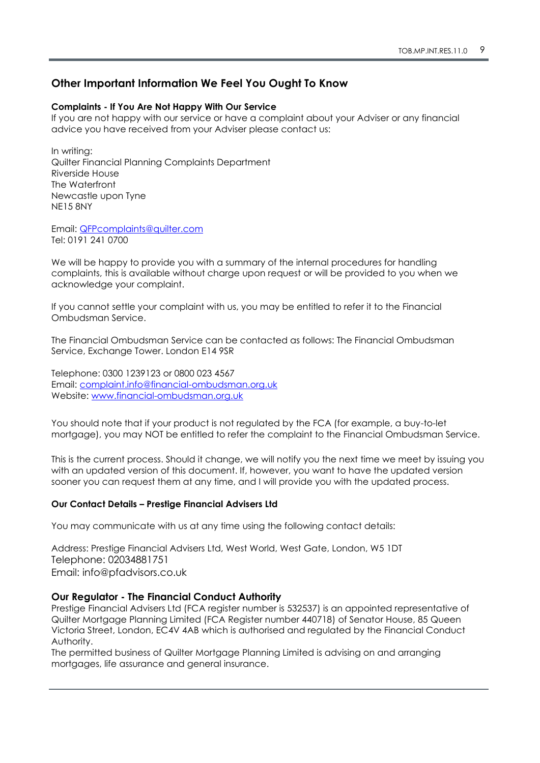## Other Important Information We Feel You Ought To Know

**Complaints - If You Are Not Happy With Our Service**
If you are not happy with our service or have a complaint about your Adviser or any financial advice you have received from your Adviser please contact us:

In writing:
Quilter Financial Planning Complaints Department
Riverside House
The Waterfront
Newcastle upon Tyne
NE15 8NY

Email: [QFPcomplaints@quilter.com](mailto:QFPcomplaints@quilter.com)
Tel: 0191 241 0700

We will be happy to provide you with a summary of the internal procedures for handling complaints, this is available without charge upon request or will be provided to you when we acknowledge your complaint.

If you cannot settle your complaint with us, you may be entitled to refer it to the Financial Ombudsman Service.

The Financial Ombudsman Service can be contacted as follows: The Financial Ombudsman Service, Exchange Tower. London E14 9SR

Telephone: 0300 1239123 or 0800 023 4567
Email: [complaint.info@financial-ombudsman.org.uk](mailto:complaint.info@financial-ombudsman.org.uk)
Website: [www.financial-ombudsman.org.uk](http://www.financial-ombudsman.org.uk)

You should note that if your product is not regulated by the FCA (for example, a buy-to-let mortgage), you may NOT be entitled to refer the complaint to the Financial Ombudsman Service.

This is the current process. Should it change, we will notify you the next time we meet by issuing you with an updated version of this document. If, however, you want to have the updated version sooner you can request them at any time, and I will provide you with the updated process.

**Our Contact Details – Prestige Financial Advisers Ltd**

You may communicate with us at any time using the following contact details:

Address: Prestige Financial Advisers Ltd, West World, West Gate, London, W5 1DT
Telephone: 02034881751
Email: info@pfadvisors.co.uk

### Our Regulator - The Financial Conduct Authority

Prestige Financial Advisers Ltd (FCA register number is 532537) is an appointed representative of Quilter Mortgage Planning Limited (FCA Register number 440718) of Senator House, 85 Queen Victoria Street, London, EC4V 4AB which is authorised and regulated by the Financial Conduct Authority.
The permitted business of Quilter Mortgage Planning Limited is advising on and arranging mortgages, life assurance and general insurance.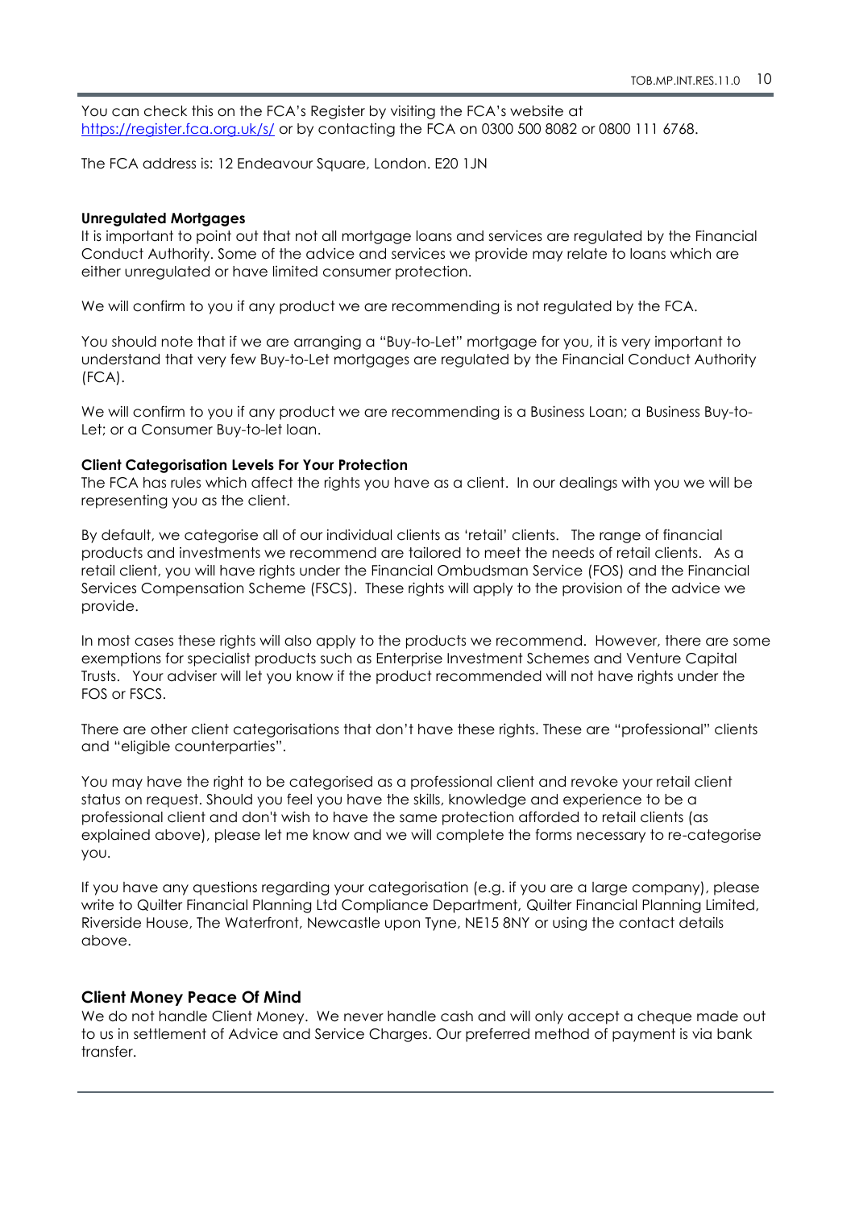You can check this on the FCA's Register by visiting the FCA's website at https://register.fca.org.uk/s/ or by contacting the FCA on 0300 500 8082 or 0800 111 6768.

The FCA address is: 12 Endeavour Square, London. E20 1JN

**Unregulated Mortgages**

It is important to point out that not all mortgage loans and services are regulated by the Financial Conduct Authority. Some of the advice and services we provide may relate to loans which are either unregulated or have limited consumer protection.

We will confirm to you if any product we are recommending is not regulated by the FCA.

You should note that if we are arranging a "Buy-to-Let" mortgage for you, it is very important to understand that very few Buy-to-Let mortgages are regulated by the Financial Conduct Authority (FCA).

We will confirm to you if any product we are recommending is a Business Loan; a Business Buy-to-Let; or a Consumer Buy-to-let loan.

**Client Categorisation Levels For Your Protection**

The FCA has rules which affect the rights you have as a client. In our dealings with you we will be representing you as the client.

By default, we categorise all of our individual clients as 'retail' clients. The range of financial products and investments we recommend are tailored to meet the needs of retail clients. As a retail client, you will have rights under the Financial Ombudsman Service (FOS) and the Financial Services Compensation Scheme (FSCS). These rights will apply to the provision of the advice we provide.

In most cases these rights will also apply to the products we recommend. However, there are some exemptions for specialist products such as Enterprise Investment Schemes and Venture Capital Trusts. Your adviser will let you know if the product recommended will not have rights under the FOS or FSCS.

There are other client categorisations that don't have these rights. These are "professional" clients and "eligible counterparties".

You may have the right to be categorised as a professional client and revoke your retail client status on request. Should you feel you have the skills, knowledge and experience to be a professional client and don't wish to have the same protection afforded to retail clients (as explained above), please let me know and we will complete the forms necessary to re-categorise you.

If you have any questions regarding your categorisation (e.g. if you are a large company), please write to Quilter Financial Planning Ltd Compliance Department, Quilter Financial Planning Limited, Riverside House, The Waterfront, Newcastle upon Tyne, NE15 8NY or using the contact details above.

## Client Money Peace Of Mind

We do not handle Client Money. We never handle cash and will only accept a cheque made out to us in settlement of Advice and Service Charges. Our preferred method of payment is via bank transfer.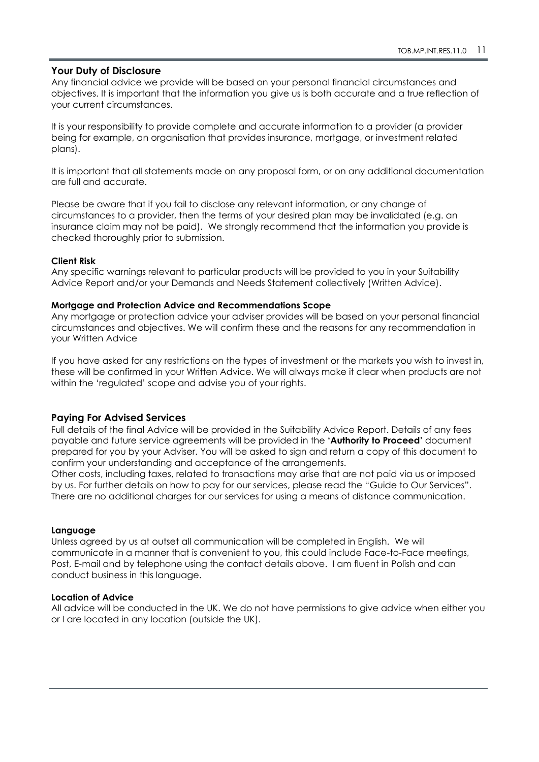## Your Duty of Disclosure

Any financial advice we provide will be based on your personal financial circumstances and objectives. It is important that the information you give us is both accurate and a true reflection of your current circumstances.

It is your responsibility to provide complete and accurate information to a provider (a provider being for example, an organisation that provides insurance, mortgage, or investment related plans).

It is important that all statements made on any proposal form, or on any additional documentation are full and accurate.

Please be aware that if you fail to disclose any relevant information, or any change of circumstances to a provider, then the terms of your desired plan may be invalidated (e.g. an insurance claim may not be paid). We strongly recommend that the information you provide is checked thoroughly prior to submission.

### Client Risk

Any specific warnings relevant to particular products will be provided to you in your Suitability Advice Report and/or your Demands and Needs Statement collectively (Written Advice).

### Mortgage and Protection Advice and Recommendations Scope

Any mortgage or protection advice your adviser provides will be based on your personal financial circumstances and objectives. We will confirm these and the reasons for any recommendation in your Written Advice

If you have asked for any restrictions on the types of investment or the markets you wish to invest in, these will be confirmed in your Written Advice. We will always make it clear when products are not within the 'regulated' scope and advise you of your rights.

## Paying For Advised Services

Full details of the final Advice will be provided in the Suitability Advice Report. Details of any fees payable and future service agreements will be provided in the **'Authority to Proceed'** document prepared for you by your Adviser. You will be asked to sign and return a copy of this document to confirm your understanding and acceptance of the arrangements.
Other costs, including taxes, related to transactions may arise that are not paid via us or imposed by us. For further details on how to pay for our services, please read the "Guide to Our Services". There are no additional charges for our services for using a means of distance communication.

### Language

Unless agreed by us at outset all communication will be completed in English. We will communicate in a manner that is convenient to you, this could include Face-to-Face meetings, Post, E-mail and by telephone using the contact details above. I am fluent in Polish and can conduct business in this language.

### Location of Advice

All advice will be conducted in the UK. We do not have permissions to give advice when either you or I are located in any location (outside the UK).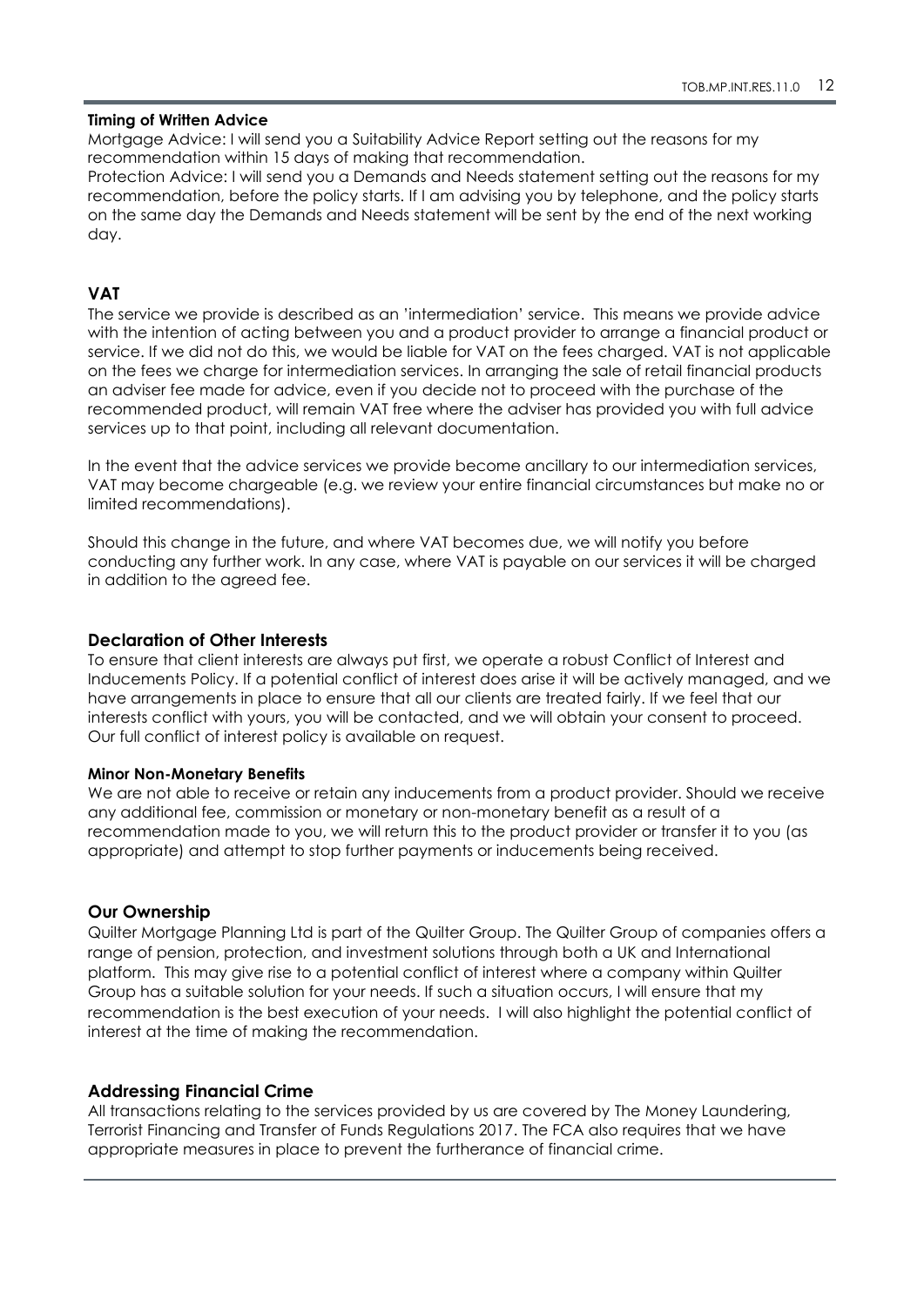#### Timing of Written Advice

Mortgage Advice: I will send you a Suitability Advice Report setting out the reasons for my recommendation within 15 days of making that recommendation.

Protection Advice: I will send you a Demands and Needs statement setting out the reasons for my recommendation, before the policy starts. If I am advising you by telephone, and the policy starts on the same day the Demands and Needs statement will be sent by the end of the next working day.

## VAT

The service we provide is described as an 'intermediation' service. This means we provide advice with the intention of acting between you and a product provider to arrange a financial product or service. If we did not do this, we would be liable for VAT on the fees charged. VAT is not applicable on the fees we charge for intermediation services. In arranging the sale of retail financial products an adviser fee made for advice, even if you decide not to proceed with the purchase of the recommended product, will remain VAT free where the adviser has provided you with full advice services up to that point, including all relevant documentation.

In the event that the advice services we provide become ancillary to our intermediation services, VAT may become chargeable (e.g. we review your entire financial circumstances but make no or limited recommendations).

Should this change in the future, and where VAT becomes due, we will notify you before conducting any further work. In any case, where VAT is payable on our services it will be charged in addition to the agreed fee.

### Declaration of Other Interests

To ensure that client interests are always put first, we operate a robust Conflict of Interest and Inducements Policy. If a potential conflict of interest does arise it will be actively managed, and we have arrangements in place to ensure that all our clients are treated fairly. If we feel that our interests conflict with yours, you will be contacted, and we will obtain your consent to proceed. Our full conflict of interest policy is available on request.

#### Minor Non-Monetary Benefits

We are not able to receive or retain any inducements from a product provider. Should we receive any additional fee, commission or monetary or non-monetary benefit as a result of a recommendation made to you, we will return this to the product provider or transfer it to you (as appropriate) and attempt to stop further payments or inducements being received.

### Our Ownership

Quilter Mortgage Planning Ltd is part of the Quilter Group. The Quilter Group of companies offers a range of pension, protection, and investment solutions through both a UK and International platform. This may give rise to a potential conflict of interest where a company within Quilter Group has a suitable solution for your needs. If such a situation occurs, I will ensure that my recommendation is the best execution of your needs. I will also highlight the potential conflict of interest at the time of making the recommendation.

### Addressing Financial Crime

All transactions relating to the services provided by us are covered by The Money Laundering, Terrorist Financing and Transfer of Funds Regulations 2017. The FCA also requires that we have appropriate measures in place to prevent the furtherance of financial crime.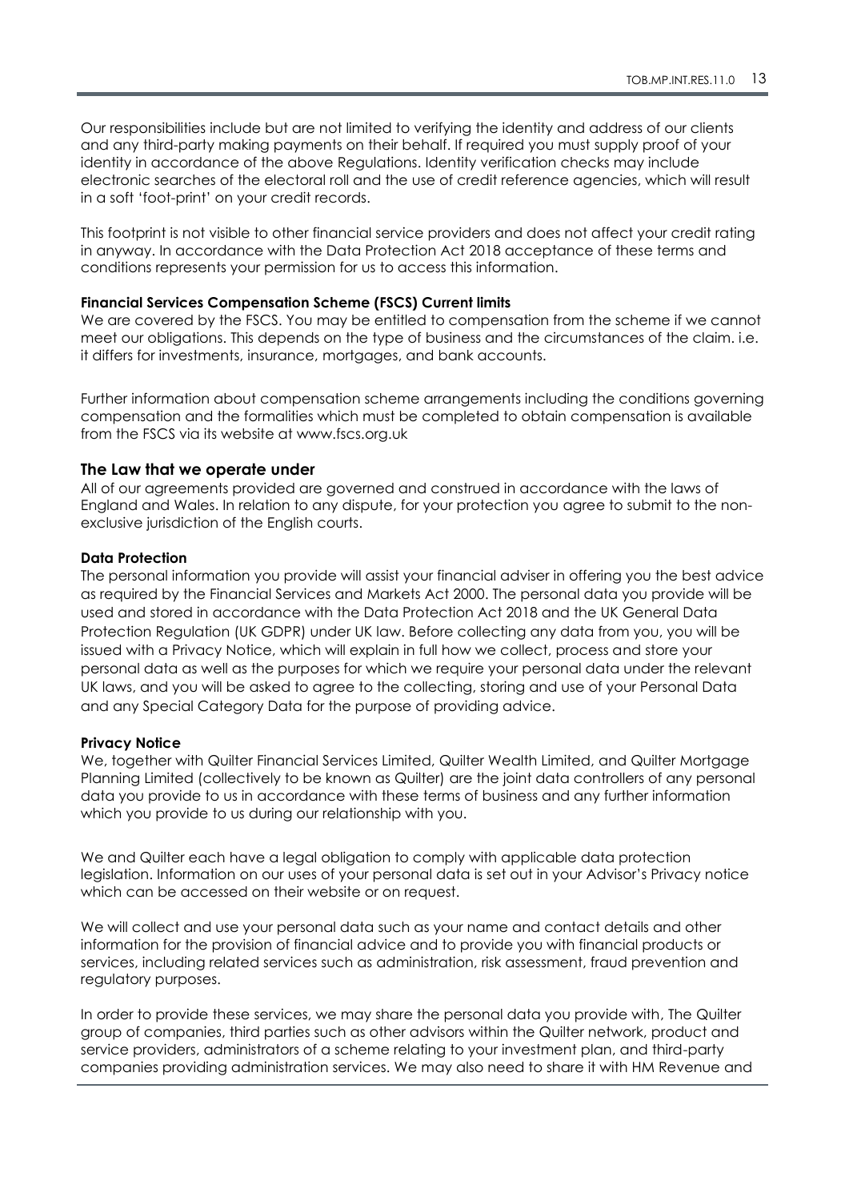Our responsibilities include but are not limited to verifying the identity and address of our clients and any third-party making payments on their behalf. If required you must supply proof of your identity in accordance of the above Regulations. Identity verification checks may include electronic searches of the electoral roll and the use of credit reference agencies, which will result in a soft 'foot-print' on your credit records.

This footprint is not visible to other financial service providers and does not affect your credit rating in anyway. In accordance with the Data Protection Act 2018 acceptance of these terms and conditions represents your permission for us to access this information.

**Financial Services Compensation Scheme (FSCS) Current limits**
We are covered by the FSCS. You may be entitled to compensation from the scheme if we cannot meet our obligations. This depends on the type of business and the circumstances of the claim. i.e. it differs for investments, insurance, mortgages, and bank accounts.

Further information about compensation scheme arrangements including the conditions governing compensation and the formalities which must be completed to obtain compensation is available from the FSCS via its website at www.fscs.org.uk

## The Law that we operate under

All of our agreements provided are governed and construed in accordance with the laws of England and Wales. In relation to any dispute, for your protection you agree to submit to the non-exclusive jurisdiction of the English courts.

**Data Protection**
The personal information you provide will assist your financial adviser in offering you the best advice as required by the Financial Services and Markets Act 2000. The personal data you provide will be used and stored in accordance with the Data Protection Act 2018 and the UK General Data Protection Regulation (UK GDPR) under UK law. Before collecting any data from you, you will be issued with a Privacy Notice, which will explain in full how we collect, process and store your personal data as well as the purposes for which we require your personal data under the relevant UK laws, and you will be asked to agree to the collecting, storing and use of your Personal Data and any Special Category Data for the purpose of providing advice.

**Privacy Notice**
We, together with Quilter Financial Services Limited, Quilter Wealth Limited, and Quilter Mortgage Planning Limited (collectively to be known as Quilter) are the joint data controllers of any personal data you provide to us in accordance with these terms of business and any further information which you provide to us during our relationship with you.

We and Quilter each have a legal obligation to comply with applicable data protection legislation. Information on our uses of your personal data is set out in your Advisor's Privacy notice which can be accessed on their website or on request.

We will collect and use your personal data such as your name and contact details and other information for the provision of financial advice and to provide you with financial products or services, including related services such as administration, risk assessment, fraud prevention and regulatory purposes.

In order to provide these services, we may share the personal data you provide with, The Quilter group of companies, third parties such as other advisors within the Quilter network, product and service providers, administrators of a scheme relating to your investment plan, and third-party companies providing administration services. We may also need to share it with HM Revenue and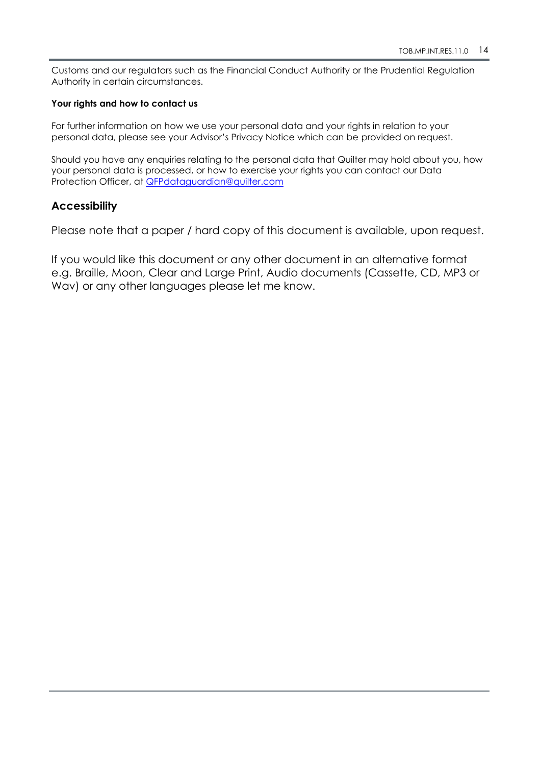Customs and our regulators such as the Financial Conduct Authority or the Prudential Regulation Authority in certain circumstances.

**Your rights and how to contact us**

For further information on how we use your personal data and your rights in relation to your personal data, please see your Advisor's Privacy Notice which can be provided on request.

Should you have any enquiries relating to the personal data that Quilter may hold about you, how your personal data is processed, or how to exercise your rights you can contact our Data Protection Officer, at QFPdataguardian@quilter.com

## Accessibility

Please note that a paper / hard copy of this document is available, upon request.

If you would like this document or any other document in an alternative format e.g. Braille, Moon, Clear and Large Print, Audio documents (Cassette, CD, MP3 or Wav) or any other languages please let me know.